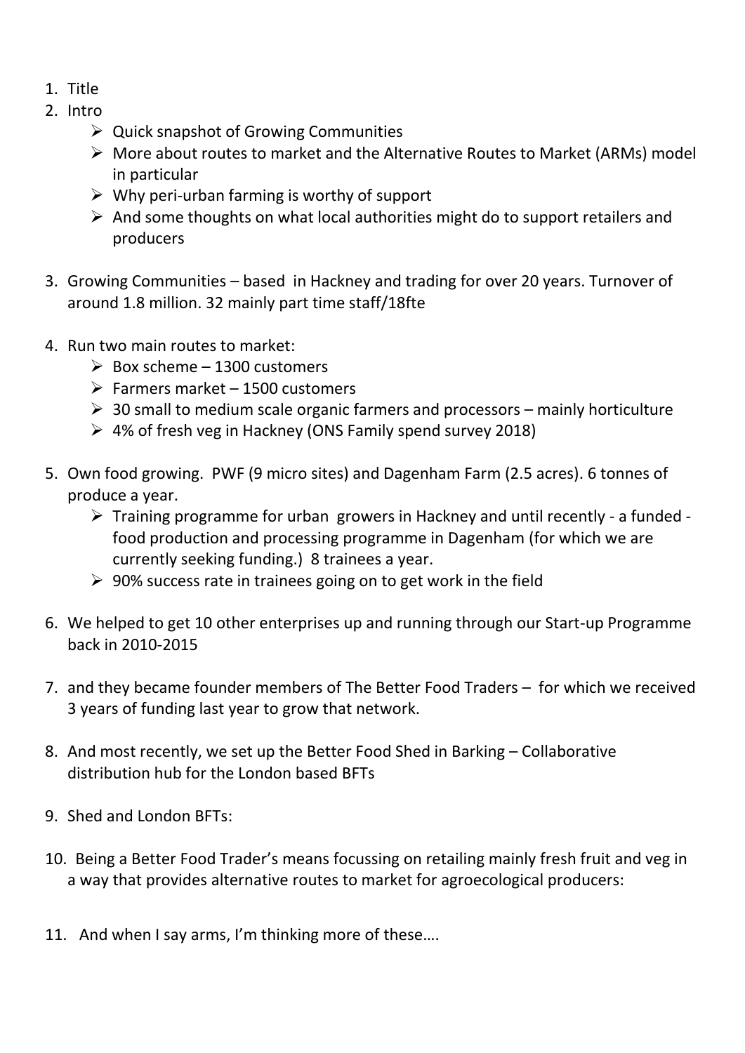1. Title
2. Intro
   - Quick snapshot of Growing Communities
   - More about routes to market and the Alternative Routes to Market (ARMs) model in particular
   - Why peri-urban farming is worthy of support
   - And some thoughts on what local authorities might do to support retailers and producers
3. Growing Communities – based in Hackney and trading for over 20 years. Turnover of around 1.8 million. 32 mainly part time staff/18fte
4. Run two main routes to market:
   - Box scheme – 1300 customers
   - Farmers market – 1500 customers
   - 30 small to medium scale organic farmers and processors – mainly horticulture
   - 4% of fresh veg in Hackney (ONS Family spend survey 2018)
5. Own food growing. PWF (9 micro sites) and Dagenham Farm (2.5 acres). 6 tonnes of produce a year.
   - Training programme for urban growers in Hackney and until recently - a funded - food production and processing programme in Dagenham (for which we are currently seeking funding.) 8 trainees a year.
   - 90% success rate in trainees going on to get work in the field
6. We helped to get 10 other enterprises up and running through our Start-up Programme back in 2010-2015
7. and they became founder members of The Better Food Traders – for which we received 3 years of funding last year to grow that network.
8. And most recently, we set up the Better Food Shed in Barking – Collaborative distribution hub for the London based BFTs
9. Shed and London BFTs:
10. Being a Better Food Trader's means focussing on retailing mainly fresh fruit and veg in a way that provides alternative routes to market for agroecological producers:
11. And when I say arms, I'm thinking more of these….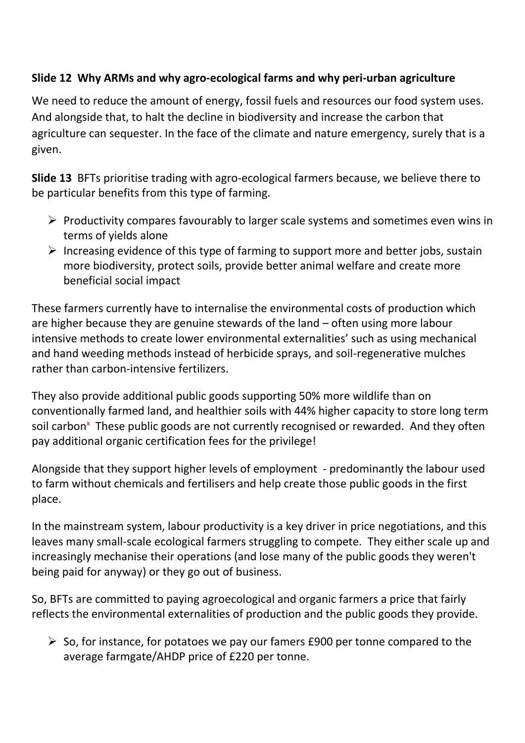**Slide 12 Why ARMs and why agro-ecological farms and why peri-urban agriculture**

We need to reduce the amount of energy, fossil fuels and resources our food system uses. And alongside that, to halt the decline in biodiversity and increase the carbon that agriculture can sequester. In the face of the climate and nature emergency, surely that is a given.

**Slide 13** BFTs prioritise trading with agro-ecological farmers because, we believe there to be particular benefits from this type of farming.

- Productivity compares favourably to larger scale systems and sometimes even wins in terms of yields alone
- Increasing evidence of this type of farming to support more and better jobs, sustain more biodiversity, protect soils, provide better animal welfare and create more beneficial social impact

These farmers currently have to internalise the environmental costs of production which are higher because they are genuine stewards of the land – often using more labour intensive methods to create lower environmental externalities' such as using mechanical and hand weeding methods instead of herbicide sprays, and soil-regenerative mulches rather than carbon-intensive fertilizers.

They also provide additional public goods supporting 50% more wildlife than on conventionally farmed land, and healthier soils with 44% higher capacity to store long term soil carbon[x] These public goods are not currently recognised or rewarded. And they often pay additional organic certification fees for the privilege!

Alongside that they support higher levels of employment - predominantly the labour used to farm without chemicals and fertilisers and help create those public goods in the first place.

In the mainstream system, labour productivity is a key driver in price negotiations, and this leaves many small-scale ecological farmers struggling to compete. They either scale up and increasingly mechanise their operations (and lose many of the public goods they weren't being paid for anyway) or they go out of business.

So, BFTs are committed to paying agroecological and organic farmers a price that fairly reflects the environmental externalities of production and the public goods they provide.

- So, for instance, for potatoes we pay our famers £900 per tonne compared to the average farmgate/AHDP price of £220 per tonne.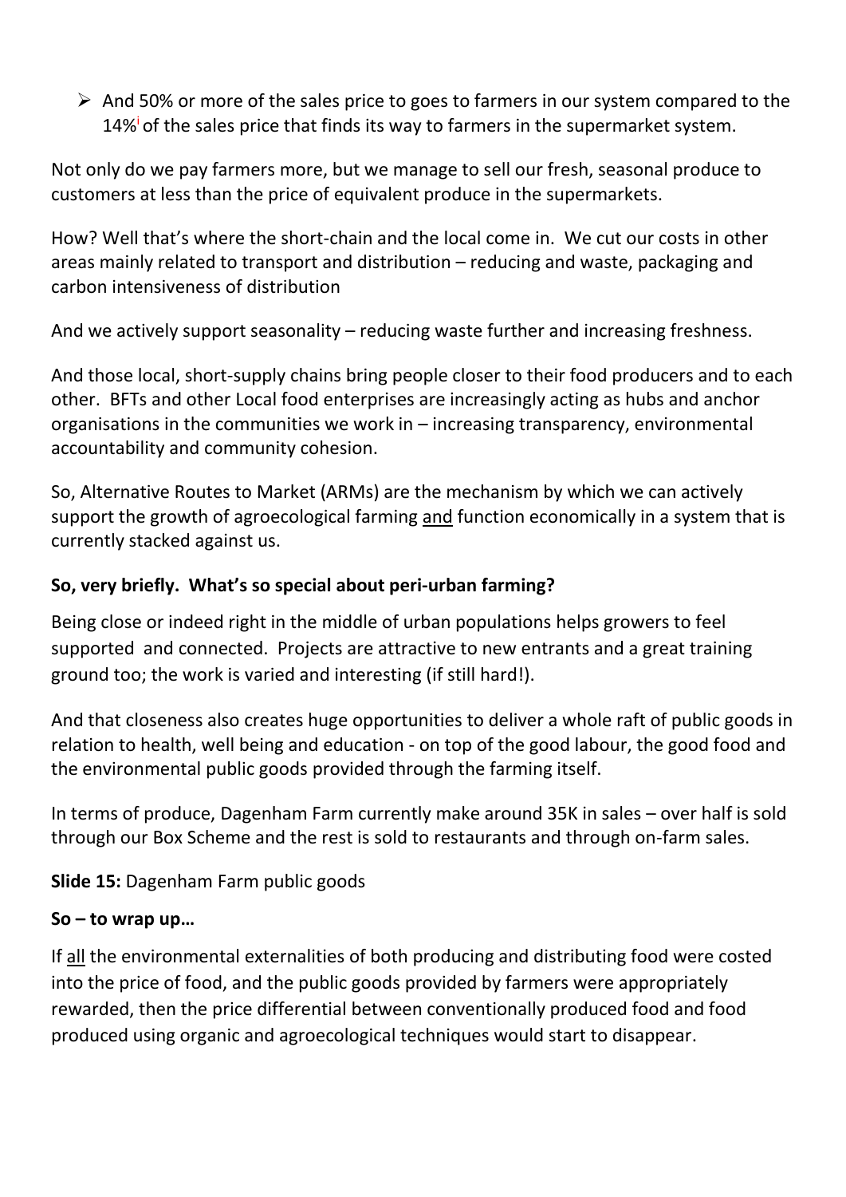- And 50% or more of the sales price to goes to farmers in our system compared to the 14%[i] of the sales price that finds its way to farmers in the supermarket system.

Not only do we pay farmers more, but we manage to sell our fresh, seasonal produce to customers at less than the price of equivalent produce in the supermarkets.

How? Well that's where the short-chain and the local come in. We cut our costs in other areas mainly related to transport and distribution – reducing and waste, packaging and carbon intensiveness of distribution

And we actively support seasonality – reducing waste further and increasing freshness.

And those local, short-supply chains bring people closer to their food producers and to each other. BFTs and other Local food enterprises are increasingly acting as hubs and anchor organisations in the communities we work in – increasing transparency, environmental accountability and community cohesion.

So, Alternative Routes to Market (ARMs) are the mechanism by which we can actively support the growth of agroecological farming <u>and</u> function economically in a system that is currently stacked against us.

**So, very briefly. What's so special about peri-urban farming?**

Being close or indeed right in the middle of urban populations helps growers to feel supported and connected. Projects are attractive to new entrants and a great training ground too; the work is varied and interesting (if still hard!).

And that closeness also creates huge opportunities to deliver a whole raft of public goods in relation to health, well being and education - on top of the good labour, the good food and the environmental public goods provided through the farming itself.

In terms of produce, Dagenham Farm currently make around 35K in sales – over half is sold through our Box Scheme and the rest is sold to restaurants and through on-farm sales.

**Slide 15:** Dagenham Farm public goods

**So – to wrap up…**

If <u>all</u> the environmental externalities of both producing and distributing food were costed into the price of food, and the public goods provided by farmers were appropriately rewarded, then the price differential between conventionally produced food and food produced using organic and agroecological techniques would start to disappear.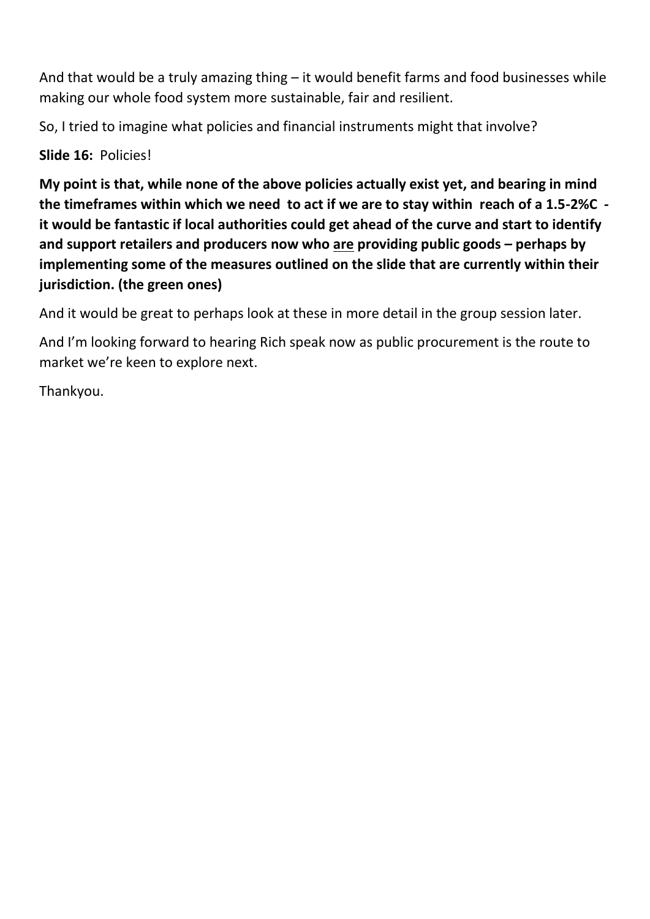And that would be a truly amazing thing – it would benefit farms and food businesses while making our whole food system more sustainable, fair and resilient.

So, I tried to imagine what policies and financial instruments might that involve?

**Slide 16:** Policies!

**My point is that, while none of the above policies actually exist yet, and bearing in mind the timeframes within which we need to act if we are to stay within reach of a 1.5-2%C - it would be fantastic if local authorities could get ahead of the curve and start to identify and support retailers and producers now who <u>are</u> providing public goods – perhaps by implementing some of the measures outlined on the slide that are currently within their jurisdiction. (the green ones)**

And it would be great to perhaps look at these in more detail in the group session later.

And I'm looking forward to hearing Rich speak now as public procurement is the route to market we're keen to explore next.

Thankyou.